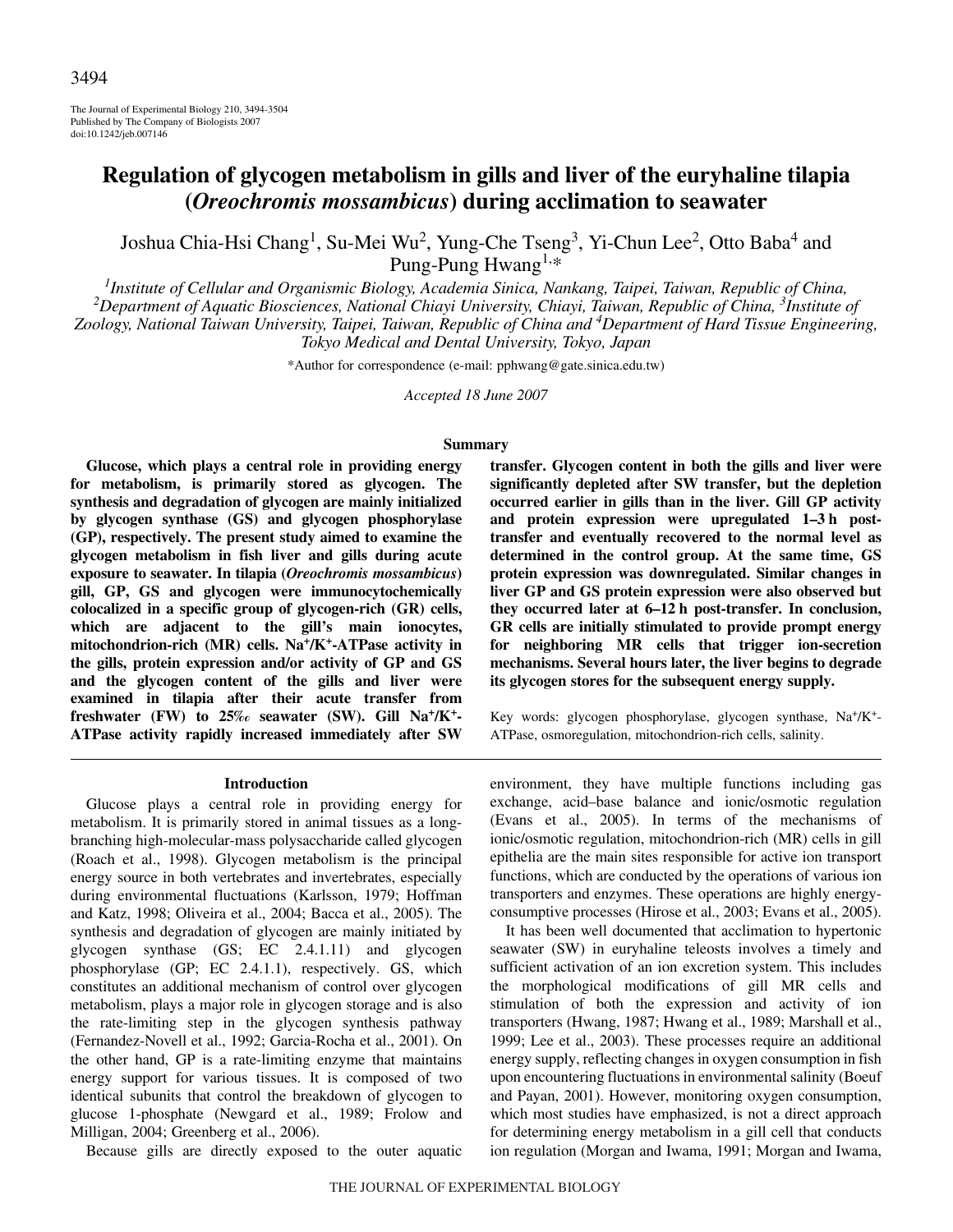# Regulation of glycogen metabolism in gills and liver of the euryhaline tilapia (*Oreochromis mossambicus*) during acclimation to seawater

Joshua Chia-Hsi Chang[1], Su-Mei Wu[2], Yung-Che Tseng[3], Yi-Chun Lee[2], Otto Baba[4] and Pung-Pung Hwang[1,*]

[1]*Institute of Cellular and Organismic Biology, Academia Sinica, Nankang, Taipei, Taiwan, Republic of China,* [2]*Department of Aquatic Biosciences, National Chiayi University, Chiayi, Taiwan, Republic of China,* [3]*Institute of Zoology, National Taiwan University, Taipei, Taiwan, Republic of China and* [4]*Department of Hard Tissue Engineering, Tokyo Medical and Dental University, Tokyo, Japan*

*Author for correspondence (e-mail: pphwang@gate.sinica.edu.tw)

*Accepted 18 June 2007*

## Summary

**Glucose, which plays a central role in providing energy for metabolism, is primarily stored as glycogen. The synthesis and degradation of glycogen are mainly initialized by glycogen synthase (GS) and glycogen phosphorylase (GP), respectively. The present study aimed to examine the glycogen metabolism in fish liver and gills during acute exposure to seawater. In tilapia (*Oreochromis mossambicus*) gill, GP, GS and glycogen were immunocytochemically colocalized in a specific group of glycogen-rich (GR) cells, which are adjacent to the gill's main ionocytes, mitochondrion-rich (MR) cells. $Na^+/K^+$-ATPase activity in the gills, protein expression and/or activity of GP and GS and the glycogen content of the gills and liver were examined in tilapia after their acute transfer from freshwater (FW) to 25‰ seawater (SW). Gill $Na^+/K^+$-ATPase activity rapidly increased immediately after SW transfer. Glycogen content in both the gills and liver were significantly depleted after SW transfer, but the depletion occurred earlier in gills than in the liver. Gill GP activity and protein expression were upregulated 1–3 h post-transfer and eventually recovered to the normal level as determined in the control group. At the same time, GS protein expression was downregulated. Similar changes in liver GP and GS protein expression were also observed but they occurred later at 6–12 h post-transfer. In conclusion, GR cells are initially stimulated to provide prompt energy for neighboring MR cells that trigger ion-secretion mechanisms. Several hours later, the liver begins to degrade its glycogen stores for the subsequent energy supply.**

Key words: glycogen phosphorylase, glycogen synthase, $Na^+/K^+$-ATPase, osmoregulation, mitochondrion-rich cells, salinity.

## Introduction

Glucose plays a central role in providing energy for metabolism. It is primarily stored in animal tissues as a long-branching high-molecular-mass polysaccharide called glycogen (Roach et al., 1998). Glycogen metabolism is the principal energy source in both vertebrates and invertebrates, especially during environmental fluctuations (Karlsson, 1979; Hoffman and Katz, 1998; Oliveira et al., 2004; Bacca et al., 2005). The synthesis and degradation of glycogen are mainly initiated by glycogen synthase (GS; EC 2.4.1.11) and glycogen phosphorylase (GP; EC 2.4.1.1), respectively. GS, which constitutes an additional mechanism of control over glycogen metabolism, plays a major role in glycogen storage and is also the rate-limiting step in the glycogen synthesis pathway (Fernandez-Novell et al., 1992; Garcia-Rocha et al., 2001). On the other hand, GP is a rate-limiting enzyme that maintains energy support for various tissues. It is composed of two identical subunits that control the breakdown of glycogen to glucose 1-phosphate (Newgard et al., 1989; Frolow and Milligan, 2004; Greenberg et al., 2006).

Because gills are directly exposed to the outer aquatic environment, they have multiple functions including gas exchange, acid–base balance and ionic/osmotic regulation (Evans et al., 2005). In terms of the mechanisms of ionic/osmotic regulation, mitochondrion-rich (MR) cells in gill epithelia are the main sites responsible for active ion transport functions, which are conducted by the operations of various ion transporters and enzymes. These operations are highly energy-consumptive processes (Hirose et al., 2003; Evans et al., 2005).

It has been well documented that acclimation to hypertonic seawater (SW) in euryhaline teleosts involves a timely and sufficient activation of an ion excretion system. This includes the morphological modifications of gill MR cells and stimulation of both the expression and activity of ion transporters (Hwang, 1987; Hwang et al., 1989; Marshall et al., 1999; Lee et al., 2003). These processes require an additional energy supply, reflecting changes in oxygen consumption in fish upon encountering fluctuations in environmental salinity (Boeuf and Payan, 2001). However, monitoring oxygen consumption, which most studies have emphasized, is not a direct approach for determining energy metabolism in a gill cell that conducts ion regulation (Morgan and Iwama, 1991; Morgan and Iwama,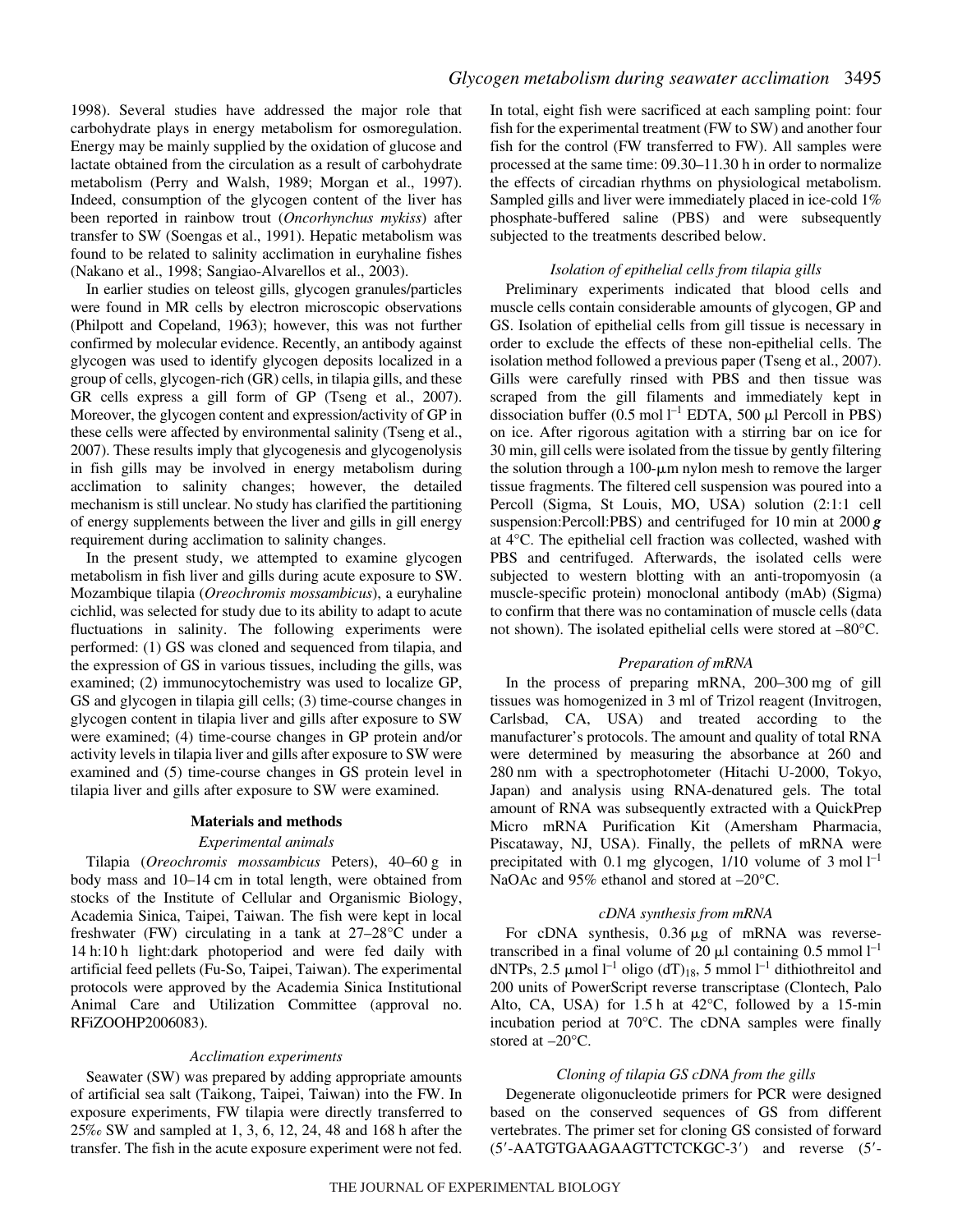1998). Several studies have addressed the major role that carbohydrate plays in energy metabolism for osmoregulation. Energy may be mainly supplied by the oxidation of glucose and lactate obtained from the circulation as a result of carbohydrate metabolism (Perry and Walsh, 1989; Morgan et al., 1997). Indeed, consumption of the glycogen content of the liver has been reported in rainbow trout (*Oncorhynchus mykiss*) after transfer to SW (Soengas et al., 1991). Hepatic metabolism was found to be related to salinity acclimation in euryhaline fishes (Nakano et al., 1998; Sangiao-Alvarellos et al., 2003).

In earlier studies on teleost gills, glycogen granules/particles were found in MR cells by electron microscopic observations (Philpott and Copeland, 1963); however, this was not further confirmed by molecular evidence. Recently, an antibody against glycogen was used to identify glycogen deposits localized in a group of cells, glycogen-rich (GR) cells, in tilapia gills, and these GR cells express a gill form of GP (Tseng et al., 2007). Moreover, the glycogen content and expression/activity of GP in these cells were affected by environmental salinity (Tseng et al., 2007). These results imply that glycogenesis and glycogenolysis in fish gills may be involved in energy metabolism during acclimation to salinity changes; however, the detailed mechanism is still unclear. No study has clarified the partitioning of energy supplements between the liver and gills in gill energy requirement during acclimation to salinity changes.

In the present study, we attempted to examine glycogen metabolism in fish liver and gills during acute exposure to SW. Mozambique tilapia (*Oreochromis mossambicus*), a euryhaline cichlid, was selected for study due to its ability to adapt to acute fluctuations in salinity. The following experiments were performed: (1) GS was cloned and sequenced from tilapia, and the expression of GS in various tissues, including the gills, was examined; (2) immunocytochemistry was used to localize GP, GS and glycogen in tilapia gill cells; (3) time-course changes in glycogen content in tilapia liver and gills after exposure to SW were examined; (4) time-course changes in GP protein and/or activity levels in tilapia liver and gills after exposure to SW were examined and (5) time-course changes in GS protein level in tilapia liver and gills after exposure to SW were examined.

## Materials and methods

### *Experimental animals*

Tilapia (*Oreochromis mossambicus* Peters), 40–60 g in body mass and 10–14 cm in total length, were obtained from stocks of the Institute of Cellular and Organismic Biology, Academia Sinica, Taipei, Taiwan. The fish were kept in local freshwater (FW) circulating in a tank at 27–28°C under a 14 h:10 h light:dark photoperiod and were fed daily with artificial feed pellets (Fu-So, Taipei, Taiwan). The experimental protocols were approved by the Academia Sinica Institutional Animal Care and Utilization Committee (approval no. RFiZOOHP2006083).

### *Acclimation experiments*

Seawater (SW) was prepared by adding appropriate amounts of artificial sea salt (Taikong, Taipei, Taiwan) into the FW. In exposure experiments, FW tilapia were directly transferred to 25‰ SW and sampled at 1, 3, 6, 12, 24, 48 and 168 h after the transfer. The fish in the acute exposure experiment were not fed. In total, eight fish were sacrificed at each sampling point: four fish for the experimental treatment (FW to SW) and another four fish for the control (FW transferred to FW). All samples were processed at the same time: 09.30–11.30 h in order to normalize the effects of circadian rhythms on physiological metabolism. Sampled gills and liver were immediately placed in ice-cold 1% phosphate-buffered saline (PBS) and were subsequently subjected to the treatments described below.

### *Isolation of epithelial cells from tilapia gills*

Preliminary experiments indicated that blood cells and muscle cells contain considerable amounts of glycogen, GP and GS. Isolation of epithelial cells from gill tissue is necessary in order to exclude the effects of these non-epithelial cells. The isolation method followed a previous paper (Tseng et al., 2007). Gills were carefully rinsed with PBS and then tissue was scraped from the gill filaments and immediately kept in dissociation buffer (0.5 mol $l^{-1}$ EDTA, 500 μl Percoll in PBS) on ice. After rigorous agitation with a stirring bar on ice for 30 min, gill cells were isolated from the tissue by gently filtering the solution through a 100-μm nylon mesh to remove the larger tissue fragments. The filtered cell suspension was poured into a Percoll (Sigma, St Louis, MO, USA) solution (2:1:1 cell suspension:Percoll:PBS) and centrifuged for 10 min at 2000 ***g*** at 4°C. The epithelial cell fraction was collected, washed with PBS and centrifuged. Afterwards, the isolated cells were subjected to western blotting with an anti-tropomyosin (a muscle-specific protein) monoclonal antibody (mAb) (Sigma) to confirm that there was no contamination of muscle cells (data not shown). The isolated epithelial cells were stored at –80°C.

### *Preparation of mRNA*

In the process of preparing mRNA, 200–300 mg of gill tissues was homogenized in 3 ml of Trizol reagent (Invitrogen, Carlsbad, CA, USA) and treated according to the manufacturer's protocols. The amount and quality of total RNA were determined by measuring the absorbance at 260 and 280 nm with a spectrophotometer (Hitachi U-2000, Tokyo, Japan) and analysis using RNA-denatured gels. The total amount of RNA was subsequently extracted with a QuickPrep Micro mRNA Purification Kit (Amersham Pharmacia, Piscataway, NJ, USA). Finally, the pellets of mRNA were precipitated with 0.1 mg glycogen, 1/10 volume of 3 mol $l^{-1}$ NaOAc and 95% ethanol and stored at –20°C.

### *cDNA synthesis from mRNA*

For cDNA synthesis, 0.36 μg of mRNA was reverse-transcribed in a final volume of 20 μl containing 0.5 mmol $l^{-1}$ dNTPs, 2.5 μmol $l^{-1}$ oligo $(dT)_{18}$, 5 mmol $l^{-1}$ dithiothreitol and 200 units of PowerScript reverse transcriptase (Clontech, Palo Alto, CA, USA) for 1.5 h at 42°C, followed by a 15-min incubation period at 70°C. The cDNA samples were finally stored at –20°C.

### *Cloning of tilapia GS cDNA from the gills*

Degenerate oligonucleotide primers for PCR were designed based on the conserved sequences of GS from different vertebrates. The primer set for cloning GS consisted of forward (5′-AATGTGAAGAAGTTCTCKGC-3′) and reverse (5′-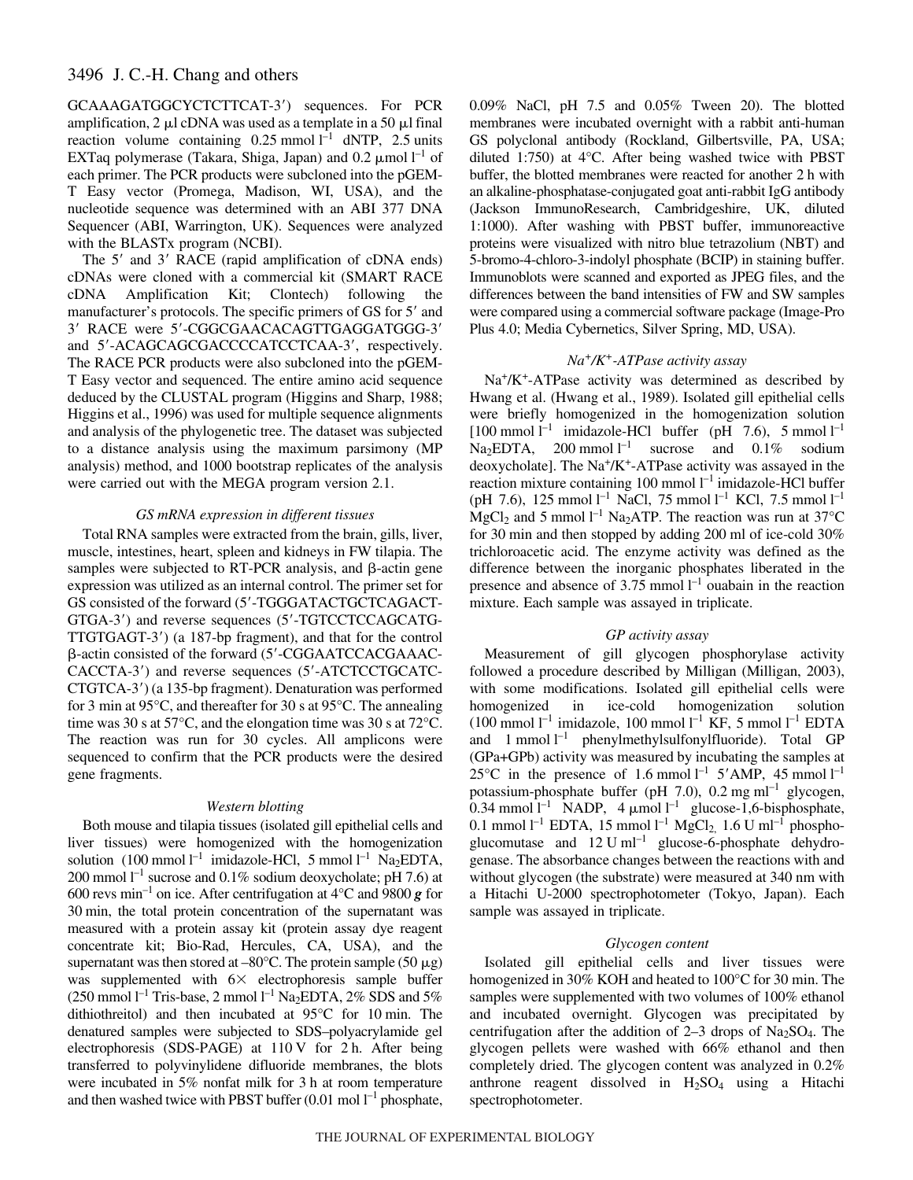GCAAAGATGGCYCTCTTCAT-3′) sequences. For PCR amplification, 2 μl cDNA was used as a template in a 50 μl final reaction volume containing 0.25 mmol $l^{-1}$ dNTP, 2.5 units EXTaq polymerase (Takara, Shiga, Japan) and 0.2 μmol $l^{-1}$ of each primer. The PCR products were subcloned into the pGEM-T Easy vector (Promega, Madison, WI, USA), and the nucleotide sequence was determined with an ABI 377 DNA Sequencer (ABI, Warrington, UK). Sequences were analyzed with the BLASTx program (NCBI).

The 5′ and 3′ RACE (rapid amplification of cDNA ends) cDNAs were cloned with a commercial kit (SMART RACE cDNA Amplification Kit; Clontech) following the manufacturer's protocols. The specific primers of GS for 5′ and 3′ RACE were 5′-CGGCGAACACAGTTGAGGATGGG-3′ and 5′-ACAGCAGCGACCCCATCCTCAA-3′, respectively. The RACE PCR products were also subcloned into the pGEM-T Easy vector and sequenced. The entire amino acid sequence deduced by the CLUSTAL program (Higgins and Sharp, 1988; Higgins et al., 1996) was used for multiple sequence alignments and analysis of the phylogenetic tree. The dataset was subjected to a distance analysis using the maximum parsimony (MP analysis) method, and 1000 bootstrap replicates of the analysis were carried out with the MEGA program version 2.1.

### *GS mRNA expression in different tissues*

Total RNA samples were extracted from the brain, gills, liver, muscle, intestines, heart, spleen and kidneys in FW tilapia. The samples were subjected to RT-PCR analysis, and β-actin gene expression was utilized as an internal control. The primer set for GS consisted of the forward (5′-TGGGATACTGCTCAGACT-GTGA-3′) and reverse sequences (5′-TGTCCTCCAGCATG-TTGTGAGT-3′) (a 187-bp fragment), and that for the control β-actin consisted of the forward (5′-CGGAATCCACGAAAC-CACCTA-3′) and reverse sequences (5′-ATCTCCTGCATC-CTGTCA-3′) (a 135-bp fragment). Denaturation was performed for 3 min at 95°C, and thereafter for 30 s at 95°C. The annealing time was 30 s at 57°C, and the elongation time was 30 s at 72°C. The reaction was run for 30 cycles. All amplicons were sequenced to confirm that the PCR products were the desired gene fragments.

### *Western blotting*

Both mouse and tilapia tissues (isolated gill epithelial cells and liver tissues) were homogenized with the homogenization solution (100 mmol $l^{-1}$ imidazole-HCl, 5 mmol $l^{-1}$ $Na_2EDTA$, 200 mmol $l^{-1}$ sucrose and 0.1% sodium deoxycholate; pH 7.6) at 600 revs $min^{-1}$ on ice. After centrifugation at 4°C and 9800 ***g*** for 30 min, the total protein concentration of the supernatant was measured with a protein assay kit (protein assay dye reagent concentrate kit; Bio-Rad, Hercules, CA, USA), and the supernatant was then stored at –80°C. The protein sample (50 μg) was supplemented with 6× electrophoresis sample buffer (250 mmol $l^{-1}$ Tris-base, 2 mmol $l^{-1}$ $Na_2EDTA$, 2% SDS and 5% dithiothreitol) and then incubated at 95°C for 10 min. The denatured samples were subjected to SDS–polyacrylamide gel electrophoresis (SDS-PAGE) at 110 V for 2 h. After being transferred to polyvinylidene difluoride membranes, the blots were incubated in 5% nonfat milk for 3 h at room temperature and then washed twice with PBST buffer (0.01 mol $l^{-1}$ phosphate, 0.09% NaCl, pH 7.5 and 0.05% Tween 20). The blotted membranes were incubated overnight with a rabbit anti-human GS polyclonal antibody (Rockland, Gilbertsville, PA, USA; diluted 1:750) at 4°C. After being washed twice with PBST buffer, the blotted membranes were reacted for another 2 h with an alkaline-phosphatase-conjugated goat anti-rabbit IgG antibody (Jackson ImmunoResearch, Cambridgeshire, UK, diluted 1:1000). After washing with PBST buffer, immunoreactive proteins were visualized with nitro blue tetrazolium (NBT) and 5-bromo-4-chloro-3-indolyl phosphate (BCIP) in staining buffer. Immunoblots were scanned and exported as JPEG files, and the differences between the band intensities of FW and SW samples were compared using a commercial software package (Image-Pro Plus 4.0; Media Cybernetics, Silver Spring, MD, USA).

### *$Na^+$/$K^+$-ATPase activity assay*

$Na^+$/$K^+$-ATPase activity was determined as described by Hwang et al. (Hwang et al., 1989). Isolated gill epithelial cells were briefly homogenized in the homogenization solution [100 mmol $l^{-1}$ imidazole-HCl buffer (pH 7.6), 5 mmol $l^{-1}$ $Na_2EDTA$, 200 mmol $l^{-1}$ sucrose and 0.1% sodium deoxycholate]. The $Na^+$/$K^+$-ATPase activity was assayed in the reaction mixture containing 100 mmol $l^{-1}$ imidazole-HCl buffer (pH 7.6), 125 mmol $l^{-1}$ NaCl, 75 mmol $l^{-1}$ KCl, 7.5 mmol $l^{-1}$ $MgCl_2$ and 5 mmol $l^{-1}$ $Na_2ATP$. The reaction was run at 37°C for 30 min and then stopped by adding 200 ml of ice-cold 30% trichloroacetic acid. The enzyme activity was defined as the difference between the inorganic phosphates liberated in the presence and absence of 3.75 mmol $l^{-1}$ ouabain in the reaction mixture. Each sample was assayed in triplicate.

### *GP activity assay*

Measurement of gill glycogen phosphorylase activity followed a procedure described by Milligan (Milligan, 2003), with some modifications. Isolated gill epithelial cells were homogenized in ice-cold homogenization solution (100 mmol $l^{-1}$ imidazole, 100 mmol $l^{-1}$ KF, 5 mmol $l^{-1}$ EDTA and 1 mmol $l^{-1}$ phenylmethylsulfonylfluoride). Total GP (GPa+GPb) activity was measured by incubating the samples at 25°C in the presence of 1.6 mmol $l^{-1}$ 5′AMP, 45 mmol $l^{-1}$ potassium-phosphate buffer (pH 7.0), 0.2 mg $ml^{-1}$ glycogen, 0.34 mmol $l^{-1}$ NADP, 4 μmol $l^{-1}$ glucose-1,6-bisphosphate, 0.1 mmol $l^{-1}$ EDTA, 15 mmol $l^{-1}$ $MgCl_2$, 1.6 U $ml^{-1}$ phosphoglucomutase and 12 U $ml^{-1}$ glucose-6-phosphate dehydrogenase. The absorbance changes between the reactions with and without glycogen (the substrate) were measured at 340 nm with a Hitachi U-2000 spectrophotometer (Tokyo, Japan). Each sample was assayed in triplicate.

### *Glycogen content*

Isolated gill epithelial cells and liver tissues were homogenized in 30% KOH and heated to 100°C for 30 min. The samples were supplemented with two volumes of 100% ethanol and incubated overnight. Glycogen was precipitated by centrifugation after the addition of 2–3 drops of $Na_2SO_4$. The glycogen pellets were washed with 66% ethanol and then completely dried. The glycogen content was analyzed in 0.2% anthrone reagent dissolved in $H_2SO_4$ using a Hitachi spectrophotometer.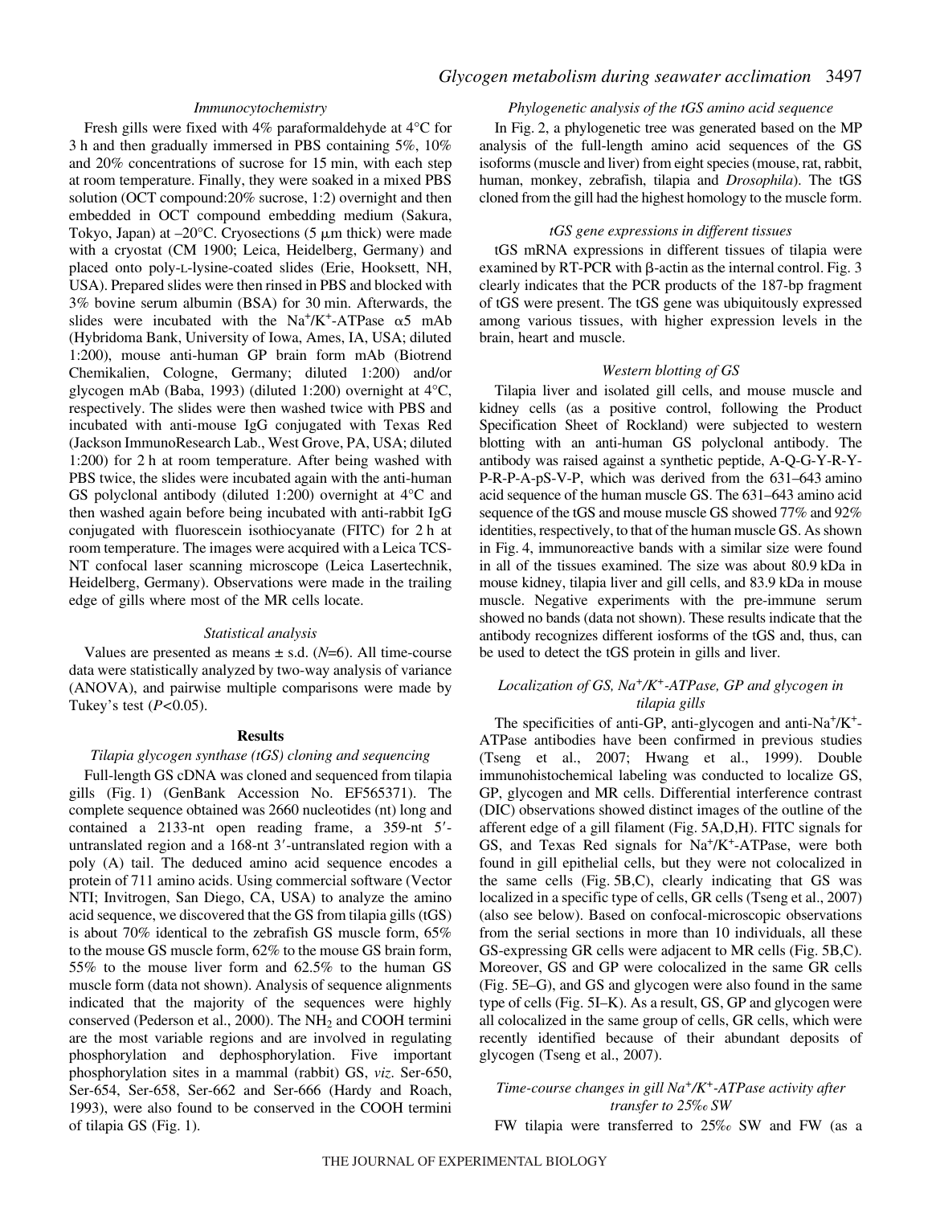### Immunocytochemistry

Fresh gills were fixed with 4% paraformaldehyde at 4°C for 3 h and then gradually immersed in PBS containing 5%, 10% and 20% concentrations of sucrose for 15 min, with each step at room temperature. Finally, they were soaked in a mixed PBS solution (OCT compound:20% sucrose, 1:2) overnight and then embedded in OCT compound embedding medium (Sakura, Tokyo, Japan) at –20°C. Cryosections (5 μm thick) were made with a cryostat (CM 1900; Leica, Heidelberg, Germany) and placed onto poly-L-lysine-coated slides (Erie, Hooksett, NH, USA). Prepared slides were then rinsed in PBS and blocked with 3% bovine serum albumin (BSA) for 30 min. Afterwards, the slides were incubated with the $Na^+/K^+$-ATPase α5 mAb (Hybridoma Bank, University of Iowa, Ames, IA, USA; diluted 1:200), mouse anti-human GP brain form mAb (Biotrend Chemikalien, Cologne, Germany; diluted 1:200) and/or glycogen mAb (Baba, 1993) (diluted 1:200) overnight at 4°C, respectively. The slides were then washed twice with PBS and incubated with anti-mouse IgG conjugated with Texas Red (Jackson ImmunoResearch Lab., West Grove, PA, USA; diluted 1:200) for 2 h at room temperature. After being washed with PBS twice, the slides were incubated again with the anti-human GS polyclonal antibody (diluted 1:200) overnight at 4°C and then washed again before being incubated with anti-rabbit IgG conjugated with fluorescein isothiocyanate (FITC) for 2 h at room temperature. The images were acquired with a Leica TCS-NT confocal laser scanning microscope (Leica Lasertechnik, Heidelberg, Germany). Observations were made in the trailing edge of gills where most of the MR cells locate.

### Statistical analysis

Values are presented as means ± s.d. ($N$=6). All time-course data were statistically analyzed by two-way analysis of variance (ANOVA), and pairwise multiple comparisons were made by Tukey's test ($P$<0.05).

## Results

### Tilapia glycogen synthase (tGS) cloning and sequencing

Full-length GS cDNA was cloned and sequenced from tilapia gills (Fig. 1) (GenBank Accession No. EF565371). The complete sequence obtained was 2660 nucleotides (nt) long and contained a 2133-nt open reading frame, a 359-nt 5′-untranslated region and a 168-nt 3′-untranslated region with a poly (A) tail. The deduced amino acid sequence encodes a protein of 711 amino acids. Using commercial software (Vector NTI; Invitrogen, San Diego, CA, USA) to analyze the amino acid sequence, we discovered that the GS from tilapia gills (tGS) is about 70% identical to the zebrafish GS muscle form, 65% to the mouse GS muscle form, 62% to the mouse GS brain form, 55% to the mouse liver form and 62.5% to the human GS muscle form (data not shown). Analysis of sequence alignments indicated that the majority of the sequences were highly conserved (Pederson et al., 2000). The $NH_2$ and COOH termini are the most variable regions and are involved in regulating phosphorylation and dephosphorylation. Five important phosphorylation sites in a mammal (rabbit) GS, *viz.* Ser-650, Ser-654, Ser-658, Ser-662 and Ser-666 (Hardy and Roach, 1993), were also found to be conserved in the COOH termini of tilapia GS (Fig. 1).

### Phylogenetic analysis of the tGS amino acid sequence

In Fig. 2, a phylogenetic tree was generated based on the MP analysis of the full-length amino acid sequences of the GS isoforms (muscle and liver) from eight species (mouse, rat, rabbit, human, monkey, zebrafish, tilapia and *Drosophila*). The tGS cloned from the gill had the highest homology to the muscle form.

### tGS gene expressions in different tissues

tGS mRNA expressions in different tissues of tilapia were examined by RT-PCR with β-actin as the internal control. Fig. 3 clearly indicates that the PCR products of the 187-bp fragment of tGS were present. The tGS gene was ubiquitously expressed among various tissues, with higher expression levels in the brain, heart and muscle.

### Western blotting of GS

Tilapia liver and isolated gill cells, and mouse muscle and kidney cells (as a positive control, following the Product Specification Sheet of Rockland) were subjected to western blotting with an anti-human GS polyclonal antibody. The antibody was raised against a synthetic peptide, A-Q-G-Y-R-Y-P-R-P-A-pS-V-P, which was derived from the 631–643 amino acid sequence of the human muscle GS. The 631–643 amino acid sequence of the tGS and mouse muscle GS showed 77% and 92% identities, respectively, to that of the human muscle GS. As shown in Fig. 4, immunoreactive bands with a similar size were found in all of the tissues examined. The size was about 80.9 kDa in mouse kidney, tilapia liver and gill cells, and 83.9 kDa in mouse muscle. Negative experiments with the pre-immune serum showed no bands (data not shown). These results indicate that the antibody recognizes different iosforms of the tGS and, thus, can be used to detect the tGS protein in gills and liver.

### Localization of GS, $Na^+/K^+$-ATPase, GP and glycogen in tilapia gills

The specificities of anti-GP, anti-glycogen and anti-$Na^+/K^+$-ATPase antibodies have been confirmed in previous studies (Tseng et al., 2007; Hwang et al., 1999). Double immunohistochemical labeling was conducted to localize GS, GP, glycogen and MR cells. Differential interference contrast (DIC) observations showed distinct images of the outline of the afferent edge of a gill filament (Fig. 5A,D,H). FITC signals for GS, and Texas Red signals for $Na^+/K^+$-ATPase, were both found in gill epithelial cells, but they were not colocalized in the same cells (Fig. 5B,C), clearly indicating that GS was localized in a specific type of cells, GR cells (Tseng et al., 2007) (also see below). Based on confocal-microscopic observations from the serial sections in more than 10 individuals, all these GS-expressing GR cells were adjacent to MR cells (Fig. 5B,C). Moreover, GS and GP were colocalized in the same GR cells (Fig. 5E–G), and GS and glycogen were also found in the same type of cells (Fig. 5I–K). As a result, GS, GP and glycogen were all colocalized in the same group of cells, GR cells, which were recently identified because of their abundant deposits of glycogen (Tseng et al., 2007).

### Time-course changes in gill $Na^+/K^+$-ATPase activity after transfer to 25‰ SW

FW tilapia were transferred to 25‰ SW and FW (as a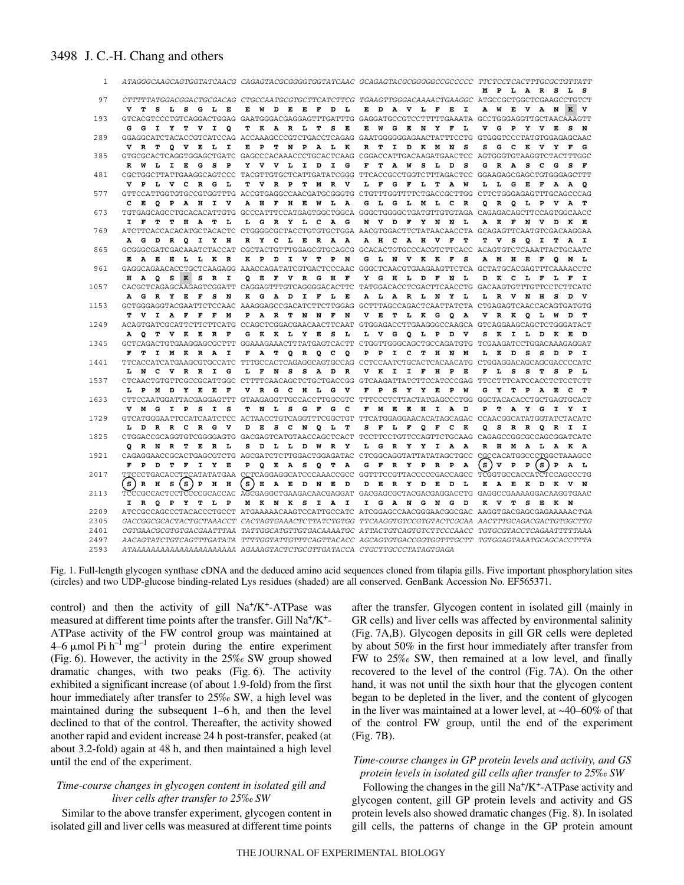```
   1  ATAGGGCAAGCAGTGGTATCAACG CAGAGTACGCGGGGTGGTATCAAC GCAGAGTACGCGGGGGCCGCCCCC TTCTCCTCACTTTGCGCTGTTATT
                                                                                    M  P  L  A  R  S  L  S
  97  CTTTTTATGGACGGACTGCGACAG CTGCCAATGCGTGCTTCATCTTCG TGAAGTTGGGACAAAACTGAAGGC ATGCCGCTGGCTCGAAGCCTGTCT
       V  T  S  L  S  G  L  E   E  W  D  E  E  F  D  L   E  D  A  V  L  F  E  I   A  W  E  V  A  N  K  V
 193  GTCACGTCCCTGTCAGGACTGGAG GAATGGGACGAGGAGTTTGATTTG GAGGATGCCGTCCTTTTTGAAATA GCCTGGGAGGTTGCTAACAAAGTT
       G  G  I  Y  T  V  I  Q   T  K  A  R  L  T  S  E   E  W  G  E  N  Y  F  L   V  G  P  Y  V  E  S  N
 289  GGAGGCATCTACACCGTCATCCAG ACCAAAGCCCGTCTGACCTCAGAG GAATGGGGGGAGAACTATTTCCTG GTGGGTCCCTATGTGGAGAGCAAC
       V  R  T  Q  V  E  L  I   E  P  T  N  P  A  L  K   R  T  I  D  K  M  N  S   S  G  C  K  V  Y  F  G
 385  GTGCGCACTCAGGTGGAGCTGATC GAGCCCACAAACCCTGCACTCAAG CGGACCATTGACAAGATGAACTCC AGTGGGTGTAAGGTCTACTTTGGC
       R  W  L  I  E  G  S  P   Y  V  V  L  I  D  I  G   F  T  A  W  S  L  D  S   G  R  A  S  C  G  S  F
 481  CGCTGGCTTATTGAAGGCAGTCCC TACGTTGTGCTCATTGATATCGGG TTCACCGCCTGGTCTTTAGACTCC GGAAGAGCGAGCTGTGGGAGCTTT
       V  P  L  V  C  R  G  L   T  V  R  P  T  M  R  V   L  F  G  F  L  T  A  W   L  L  G  E  F  A  A  Q
 577  GTTCCATTGGTGTGCCGTGGTTTG ACCGTGAGGCCAACGATGCGGGTG CTGTTTGGTTTTCTGACCGCTTGG CTTCTGGGAGAGTTTGCAGCCCAG
       C  E  Q  P  A  H  I  V   A  H  F  H  E  W  L  A   G  L  G  L  M  L  C  R   Q  R  Q  L  P  V  A  T
 673  TGTGAGCAGCCTGCACACATTGTG GCCCATTTCCATGAGTGGCTGGCA GGGCTGGGGCTGATGTTGTGTAGA CAGAGACAGCTTCCAGTGGCAACC
       I  F  T  T  H  A  T  L   L  G  R  Y  L  C  A  G   N  V  D  F  Y  N  N  L   A  E  F  N  V  D  K  E
 769  ATCTTCACCACACATGCTACACTC CTGGGGCGCTACCTGTGTGCTGGA AACGTGGACTTCTATAACAACCTA GCAGAGTTCAATGTCGACAAGGAA
       A  G  D  R  Q  I  Y  H   R  Y  C  L  E  R  A  A   A  H  C  A  H  V  F  T   T  V  S  Q  I  T  A  I
 865  GCGGGCGATCGACAAATCTACCAT CGCTACTGTTTGGAGCGTGCAGCG GCACACTGTGCCCACGTCTTCACC ACAGTGTCTCAAATTACTGCAATC
       E  A  E  H  L  L  K  R   K  P  D  I  V  T  P  N   G  L  N  V  K  K  F  S   A  M  H  E  F  Q  N  L
 961  GAGGCAGAACACCTGCTCAAGAGG AAACCAGATATCGTGACTCCCAAC GGGCTCAACGTGAAGAAGTTCTCA GCTATGCACGAGTTTCAAAACCTC
       H  A  Q  S  K  S  R  I   Q  E  F  V  R  G  H  F   Y  G  H  L  D  F  N  L   D  K  C  L  F  L  F  I
1057  CACGCTCAGAGCAAGAGTCGGATT CAGGAGTTTGTCAGGGGACACTTC TATGGACACCTCGACTTCAACCTG GACAAGTGTTTGTTCCTCTTCATC
       A  G  R  Y  E  F  S  N   K  G  A  D  I  F  L  E   A  L  A  R  L  N  Y  L   L  R  V  N  H  S  D  V
1153  GCTGGGAGGTACGAATTCTCCAAC AAAGGAGCCGACATCTTCTTGGAG GCTTTAGCCAGACTCAATTATCTA CTGAGAGTCAACCACAGTGATGTG
       T  V  I  A  F  F  F  M   P  A  R  T  N  N  F  N   V  E  T  L  K  G  Q  A   V  R  K  Q  L  W  D  T
1249  ACAGTGATCGCATTCTTCTTCATG CCAGCTCGGACGAACAACTTCAAT GTGGAGACCTTGAAGGGCCAAGCA GTCAGGAAGCAGCTCTGGGATACT
       A  Q  T  V  K  E  R  F   G  K  K  L  Y  E  S  L   L  V  G  Q  L  P  D  V   S  K  I  L  D  K  E  D
1345  GCTCAGACTGTGAAGGAGCGCTTT GGAAAGAAACTTTATGAGTCACTT CTGGTTGGGCAGCTGCCAGATGTG TCGAAGATCCTGGACAAAGAGGAT
       F  T  I  M  K  R  A  I   F  A  T  Q  R  Q  C  Q   P  P  I  C  T  H  N  M   L  E  D  S  S  D  P  I
1441  TTCACCATCATGAAGCGTGCCATC TTTGCCACTCAGAGGCAGTGCCAG CCTCCAATCTGCACTCACAACATG CTGGAGGACAGCAGCGACCCCATC
       L  N  C  V  R  R  I  G   L  F  N  S  S  A  D  R   V  K  I  I  F  H  P  E   F  L  S  S  T  S  P  L
1537  CTCAACTGTGTTCGCCGCATTGGC CTTTTCAACAGCTCTGCTGACCGG GTCAAGATTATCTTCCATCCCGAG TTCCTTTCATCCACCTCTCCTCTT
       L  P  M  D  Y  E  E  F   V  R  G  C  H  L  G  V   F  P  S  Y  Y  E  P  W   G  Y  T  P  A  E  C  T
1633  CTTCCAATGGATTACGAGGAGTTT GTAAGAGGTTGCCACCTTGGCGTC TTTCCCTCTTACTATGAGCCCTGG GGCTACACACCTGCTGAGTGCACT
       V  M  G  I  P  S  I  S   T  N  L  S  G  F  G  C   F  M  E  E  H  I  A  D   P  T  A  Y  G  I  Y  I
1729  GTCATGGGAATTCCATCAATCTCC ACTAACCTGTCAGGTTTCGGCTGT TTCATGGAGGAACACATAGCAGAC CCAACGGCATATGGTATCTACATC
       L  D  R  R  C  R  G  V   D  E  S  C  N  Q  L  T   S  F  L  F  Q  F  C  K   Q  S  R  R  Q  R  I  I
1825  CTGGACCGCAGGTGTCGGGGAGTG GACGAGTCATGTAACCAGCTCACT TCCTTCCTGTTCCAGTTCTGCAAG CAGAGCCGGCGCCAGCGGATCATC
       Q  R  N  R  T  E  R  L   S  D  L  L  D  W  R  Y   L  G  R  Y  Y  I  A  A   R  H  M  A  L  A  K  A
1921  CAGAGGAACCGCACTGAGCGTCTG AGCGATCTTCTGGACTGGAGATAC CTCGGCAGGTATTATATAGCTGCC CGCCACATGGCCCTGGCTAAAGCC
       F  P  D  T  F  I  Y  E   P  Q  E  A  S  Q  T  A   G  F  R  Y  P  R  P  A   S  V  P  P  S  P  A  L
2017  TTCCCTGACACCTTCATATATGAA CCTCAGGAGGCATCCCAAACCGCC GGTTTCCGTTACCCCCGACCAGCC TCGGTGCCACCATCTCCAGCCCTG
       S  R  H  S  S  P  H  H   S  E  A  E  D  N  E  D   D  E  R  Y  D  E  D  L   E  A  E  K  D  K  V  N
2113  TCCCGCCACTCCTCCCCGCACCAC AGCGAGGCTGAAGACAACGAGGAT GACGAGCGCTACGACGAGGACCTG GAGGCCGAAAAGGACAAGGTGAAC
       I  R  Q  P  Y  T  L  P   M  K  N  K  S  I  A  I   I  G  A  N  G  N  G  D   K  V  T  S  E  K  N
2209  ATCCGCCAGCCCTACACCCTGCCT ATGAAAAACAAGTCCATTGCCATC ATCGGAGCCAACGGGAACGGCGAC AAGGTGACGAGCGAGAAAAACTGA
2305  GACCGGCGCACTACTGCTAAACCT CACTAGTGAAACTCTTATCTGTGG TTCAAGGTGTCCGTGTACTCGCAA AACTTTGCAGACGACTGTGGCTTG
2401  CGTGAACGCGTGTGACGAATTTAA TATTGGCATGTTGTGACAAAATGC ATTACTGTCAGTGTCTTCCCAACC TGTGCGTACCTCAGAATTTTTAAA
2497  AACAGTATCTGTCAGTTGATATA TTTTGGTATTGTTTCAGTTACACC AGCAGTGTGACCGGTGGTTTGCTT TGTGGAGTAAATGCAGCACCTTTA
2593  ATAAAAAAAAAAAAAAAAAAAAAA AGAAAGTACTCTGCGTTGATACCA CTGCTTGCCCTATAGTGAGA
```

Fig. 1. Full-length glycogen synthase cDNA and the deduced amino acid sequences cloned from tilapia gills. Five important phosphorylation sites (circles) and two UDP-glucose binding-related Lys residues (shaded) are all conserved. GenBank Accession No. EF565371.

control) and then the activity of gill $Na^+/K^+$-ATPase was measured at different time points after the transfer. Gill $Na^+/K^+$-ATPase activity of the FW control group was maintained at 4–6 μmol Pi $h^{-1}$ $mg^{-1}$ protein during the entire experiment (Fig. 6). However, the activity in the 25‰ SW group showed dramatic changes, with two peaks (Fig. 6). The activity exhibited a significant increase (of about 1.9-fold) from the first hour immediately after transfer to 25‰ SW, a high level was maintained during the subsequent 1–6 h, and then the level declined to that of the control. Thereafter, the activity showed another rapid and evident increase 24 h post-transfer, peaked (at about 3.2-fold) again at 48 h, and then maintained a high level until the end of the experiment.

### *Time-course changes in glycogen content in isolated gill and liver cells after transfer to 25‰ SW*

Similar to the above transfer experiment, glycogen content in isolated gill and liver cells was measured at different time points after the transfer. Glycogen content in isolated gill (mainly in GR cells) and liver cells was affected by environmental salinity (Fig. 7A,B). Glycogen deposits in gill GR cells were depleted by about 50% in the first hour immediately after transfer from FW to 25‰ SW, then remained at a low level, and finally recovered to the level of the control (Fig. 7A). On the other hand, it was not until the sixth hour that the glycogen content began to be depleted in the liver, and the content of glycogen in the liver was maintained at a lower level, at ~40–60% of that of the control FW group, until the end of the experiment (Fig. 7B).

### *Time-course changes in GP protein levels and activity, and GS protein levels in isolated gill cells after transfer to 25‰ SW*

Following the changes in the gill $Na^+/K^+$-ATPase activity and glycogen content, gill GP protein levels and activity and GS protein levels also showed dramatic changes (Fig. 8). In isolated gill cells, the patterns of change in the GP protein amount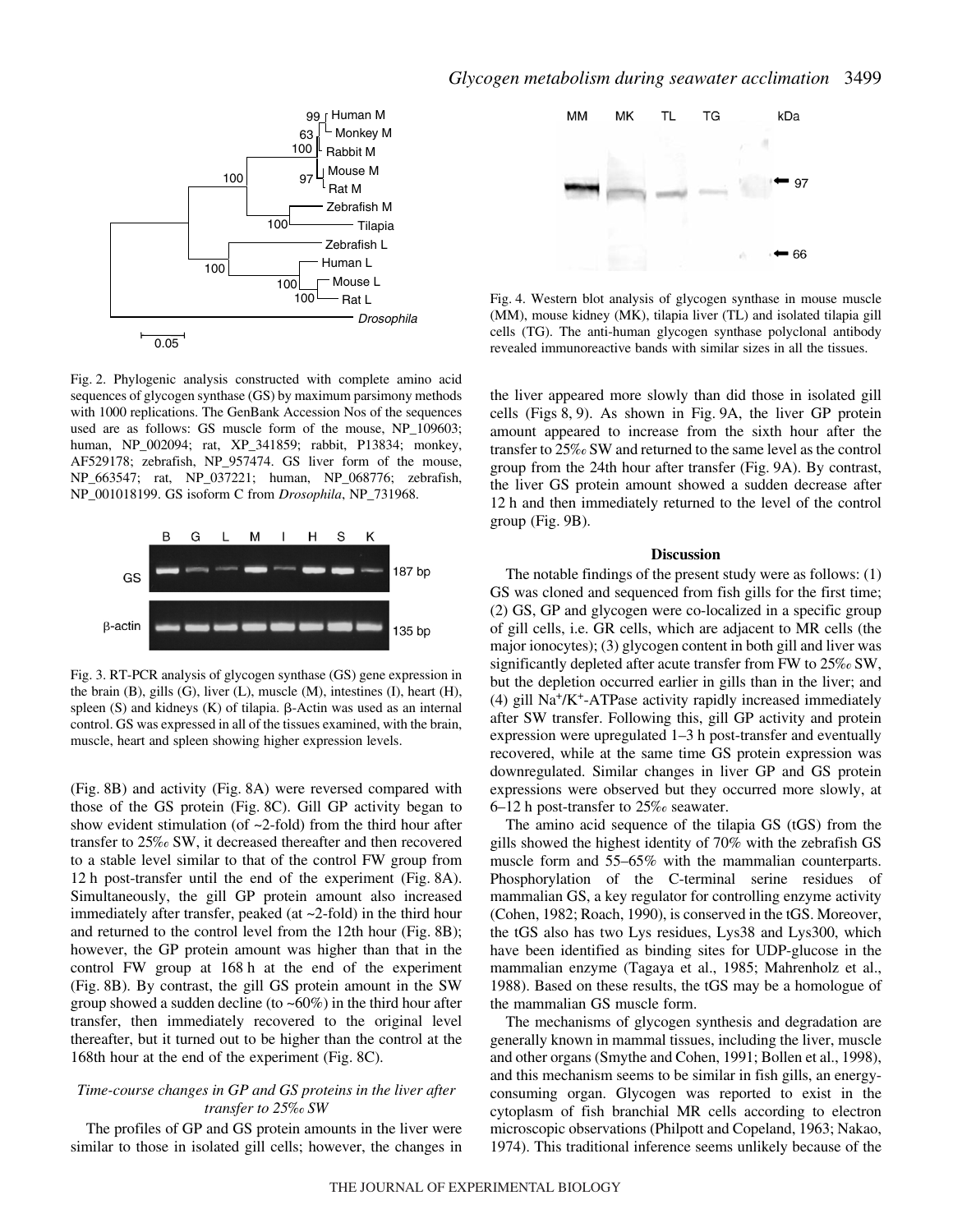Fig. 2. Phylogenic analysis constructed with complete amino acid sequences of glycogen synthase (GS) by maximum parsimony methods with 1000 replications. The GenBank Accession Nos of the sequences used are as follows: GS muscle form of the mouse, NP_109603; human, NP_002094; rat, XP_341859; rabbit, P13834; monkey, AF529178; zebrafish, NP_957474. GS liver form of the mouse, NP_663547; rat, NP_037221; human, NP_068776; zebrafish, NP_001018199. GS isoform C from *Drosophila*, NP_731968.

Fig. 3. RT-PCR analysis of glycogen synthase (GS) gene expression in the brain (B), gills (G), liver (L), muscle (M), intestines (I), heart (H), spleen (S) and kidneys (K) of tilapia. β-Actin was used as an internal control. GS was expressed in all of the tissues examined, with the brain, muscle, heart and spleen showing higher expression levels.

(Fig. 8B) and activity (Fig. 8A) were reversed compared with those of the GS protein (Fig. 8C). Gill GP activity began to show evident stimulation (of ~2-fold) from the third hour after transfer to 25‰ SW, it decreased thereafter and then recovered to a stable level similar to that of the control FW group from 12 h post-transfer until the end of the experiment (Fig. 8A). Simultaneously, the gill GP protein amount also increased immediately after transfer, peaked (at ~2-fold) in the third hour and returned to the control level from the 12th hour (Fig. 8B); however, the GP protein amount was higher than that in the control FW group at 168 h at the end of the experiment (Fig. 8B). By contrast, the gill GS protein amount in the SW group showed a sudden decline (to ~60%) in the third hour after transfer, then immediately recovered to the original level thereafter, but it turned out to be higher than the control at the 168th hour at the end of the experiment (Fig. 8C).

### *Time-course changes in GP and GS proteins in the liver after transfer to 25‰ SW*

The profiles of GP and GS protein amounts in the liver were similar to those in isolated gill cells; however, the changes in the liver appeared more slowly than did those in isolated gill cells (Figs 8, 9). As shown in Fig. 9A, the liver GP protein amount appeared to increase from the sixth hour after the transfer to 25‰ SW and returned to the same level as the control group from the 24th hour after transfer (Fig. 9A). By contrast, the liver GS protein amount showed a sudden decrease after 12 h and then immediately returned to the level of the control group (Fig. 9B).

Fig. 4. Western blot analysis of glycogen synthase in mouse muscle (MM), mouse kidney (MK), tilapia liver (TL) and isolated tilapia gill cells (TG). The anti-human glycogen synthase polyclonal antibody revealed immunoreactive bands with similar sizes in all the tissues.

## Discussion

The notable findings of the present study were as follows: (1) GS was cloned and sequenced from fish gills for the first time; (2) GS, GP and glycogen were co-localized in a specific group of gill cells, i.e. GR cells, which are adjacent to MR cells (the major ionocytes); (3) glycogen content in both gill and liver was significantly depleted after acute transfer from FW to 25‰ SW, but the depletion occurred earlier in gills than in the liver; and (4) gill $Na^+/K^+$-ATPase activity rapidly increased immediately after SW transfer. Following this, gill GP activity and protein expression were upregulated 1–3 h post-transfer and eventually recovered, while at the same time GS protein expression was downregulated. Similar changes in liver GP and GS protein expressions were observed but they occurred more slowly, at 6–12 h post-transfer to 25‰ seawater.

The amino acid sequence of the tilapia GS (tGS) from the gills showed the highest identity of 70% with the zebrafish GS muscle form and 55–65% with the mammalian counterparts. Phosphorylation of the C-terminal serine residues of mammalian GS, a key regulator for controlling enzyme activity (Cohen, 1982; Roach, 1990), is conserved in the tGS. Moreover, the tGS also has two Lys residues, Lys38 and Lys300, which have been identified as binding sites for UDP-glucose in the mammalian enzyme (Tagaya et al., 1985; Mahrenholz et al., 1988). Based on these results, the tGS may be a homologue of the mammalian GS muscle form.

The mechanisms of glycogen synthesis and degradation are generally known in mammal tissues, including the liver, muscle and other organs (Smythe and Cohen, 1991; Bollen et al., 1998), and this mechanism seems to be similar in fish gills, an energy-consuming organ. Glycogen was reported to exist in the cytoplasm of fish branchial MR cells according to electron microscopic observations (Philpott and Copeland, 1963; Nakao, 1974). This traditional inference seems unlikely because of the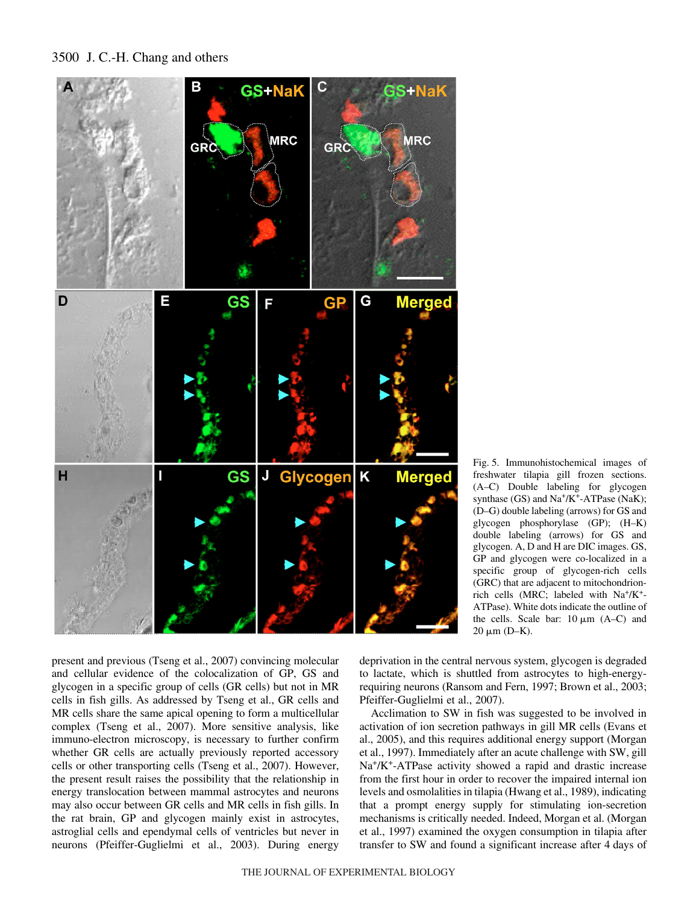Fig. 5. Immunohistochemical images of freshwater tilapia gill frozen sections. (A–C) Double labeling for glycogen synthase (GS) and $Na^{+}/K^{+}$-ATPase (NaK); (D–G) double labeling (arrows) for GS and glycogen phosphorylase (GP); (H–K) double labeling (arrows) for GS and glycogen. A, D and H are DIC images. GS, GP and glycogen were co-localized in a specific group of glycogen-rich cells (GRC) that are adjacent to mitochondrion-rich cells (MRC; labeled with $Na^{+}/K^{+}$-ATPase). White dots indicate the outline of the cells. Scale bar: 10 μm (A–C) and 20 μm (D–K).

present and previous (Tseng et al., 2007) convincing molecular and cellular evidence of the colocalization of GP, GS and glycogen in a specific group of cells (GR cells) but not in MR cells in fish gills. As addressed by Tseng et al., GR cells and MR cells share the same apical opening to form a multicellular complex (Tseng et al., 2007). More sensitive analysis, like immuno-electron microscopy, is necessary to further confirm whether GR cells are actually previously reported accessory cells or other transporting cells (Tseng et al., 2007). However, the present result raises the possibility that the relationship in energy translocation between mammal astrocytes and neurons may also occur between GR cells and MR cells in fish gills. In the rat brain, GP and glycogen mainly exist in astrocytes, astroglial cells and ependymal cells of ventricles but never in neurons (Pfeiffer-Guglielmi et al., 2003). During energy deprivation in the central nervous system, glycogen is degraded to lactate, which is shuttled from astrocytes to high-energy-requiring neurons (Ransom and Fern, 1997; Brown et al., 2003; Pfeiffer-Guglielmi et al., 2007).

Acclimation to SW in fish was suggested to be involved in activation of ion secretion pathways in gill MR cells (Evans et al., 2005), and this requires additional energy support (Morgan et al., 1997). Immediately after an acute challenge with SW, gill $Na^{+}/K^{+}$-ATPase activity showed a rapid and drastic increase from the first hour in order to recover the impaired internal ion levels and osmolalities in tilapia (Hwang et al., 1989), indicating that a prompt energy supply for stimulating ion-secretion mechanisms is critically needed. Indeed, Morgan et al. (Morgan et al., 1997) examined the oxygen consumption in tilapia after transfer to SW and found a significant increase after 4 days of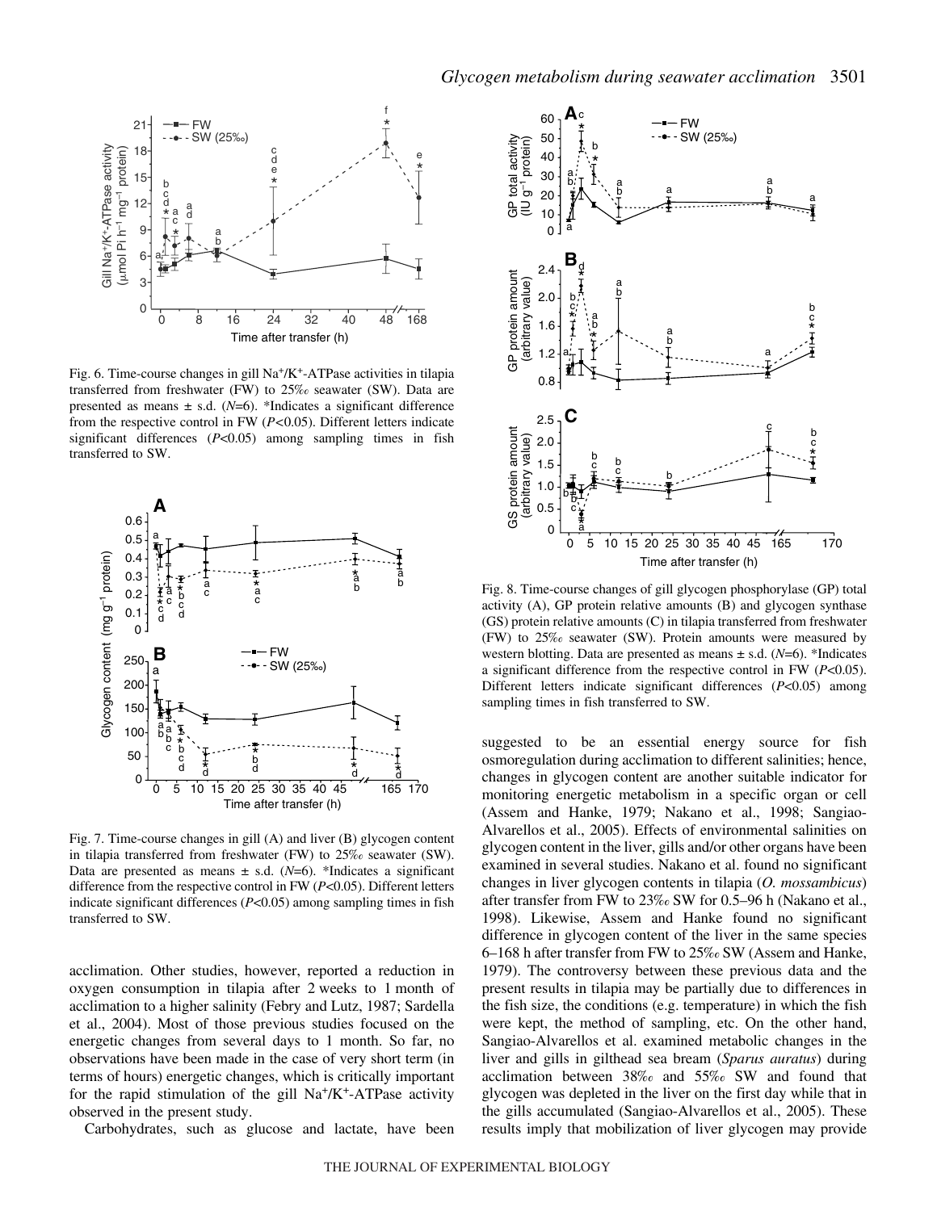Fig. 6. Time-course changes in gill $Na^+/K^+$-ATPase activities in tilapia transferred from freshwater (FW) to 25‰ seawater (SW). Data are presented as means ± s.d. ($N$=6). *Indicates a significant difference from the respective control in FW ($P$<0.05). Different letters indicate significant differences ($P$<0.05) among sampling times in fish transferred to SW.

Fig. 7. Time-course changes in gill (A) and liver (B) glycogen content in tilapia transferred from freshwater (FW) to 25‰ seawater (SW). Data are presented as means ± s.d. ($N$=6). *Indicates a significant difference from the respective control in FW ($P$<0.05). Different letters indicate significant differences ($P$<0.05) among sampling times in fish transferred to SW.

acclimation. Other studies, however, reported a reduction in oxygen consumption in tilapia after 2 weeks to 1 month of acclimation to a higher salinity (Febry and Lutz, 1987; Sardella et al., 2004). Most of those previous studies focused on the energetic changes from several days to 1 month. So far, no observations have been made in the case of very short term (in terms of hours) energetic changes, which is critically important for the rapid stimulation of the gill $Na^+/K^+$-ATPase activity observed in the present study.

Carbohydrates, such as glucose and lactate, have been suggested to be an essential energy source for fish osmoregulation during acclimation to different salinities; hence, changes in glycogen content are another suitable indicator for monitoring energetic metabolism in a specific organ or cell (Assem and Hanke, 1979; Nakano et al., 1998; Sangiao-Alvarellos et al., 2005). Effects of environmental salinities on glycogen content in the liver, gills and/or other organs have been examined in several studies. Nakano et al. found no significant changes in liver glycogen contents in tilapia (*O. mossambicus*) after transfer from FW to 23‰ SW for 0.5–96 h (Nakano et al., 1998). Likewise, Assem and Hanke found no significant difference in glycogen content of the liver in the same species 6–168 h after transfer from FW to 25‰ SW (Assem and Hanke, 1979). The controversy between these previous data and the present results in tilapia may be partially due to differences in the fish size, the conditions (e.g. temperature) in which the fish were kept, the method of sampling, etc. On the other hand, Sangiao-Alvarellos et al. examined metabolic changes in the liver and gills in gilthead sea bream (*Sparus auratus*) during acclimation between 38‰ and 55‰ SW and found that glycogen was depleted in the liver on the first day while that in the gills accumulated (Sangiao-Alvarellos et al., 2005). These results imply that mobilization of liver glycogen may provide

Fig. 8. Time-course changes of gill glycogen phosphorylase (GP) total activity (A), GP protein relative amounts (B) and glycogen synthase (GS) protein relative amounts (C) in tilapia transferred from freshwater (FW) to 25‰ seawater (SW). Protein amounts were measured by western blotting. Data are presented as means ± s.d. ($N$=6). *Indicates a significant difference from the respective control in FW ($P$<0.05). Different letters indicate significant differences ($P$<0.05) among sampling times in fish transferred to SW.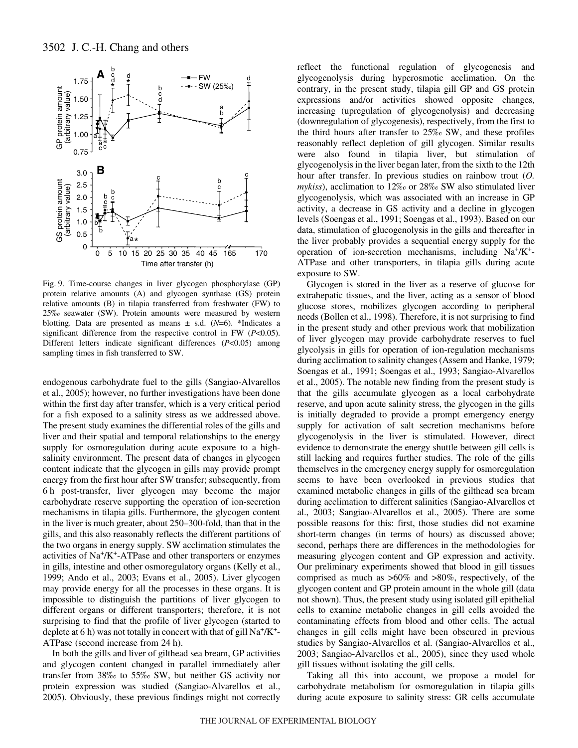Fig. 9. Time-course changes in liver glycogen phosphorylase (GP) protein relative amounts (A) and glycogen synthase (GS) protein relative amounts (B) in tilapia transferred from freshwater (FW) to 25‰ seawater (SW). Protein amounts were measured by western blotting. Data are presented as means ± s.d. ($N$=6). *Indicates a significant difference from the respective control in FW ($P$<0.05). Different letters indicate significant differences ($P$<0.05) among sampling times in fish transferred to SW.

endogenous carbohydrate fuel to the gills (Sangiao-Alvarellos et al., 2005); however, no further investigations have been done within the first day after transfer, which is a very critical period for a fish exposed to a salinity stress as we addressed above. The present study examines the differential roles of the gills and liver and their spatial and temporal relationships to the energy supply for osmoregulation during acute exposure to a high-salinity environment. The present data of changes in glycogen content indicate that the glycogen in gills may provide prompt energy from the first hour after SW transfer; subsequently, from 6 h post-transfer, liver glycogen may become the major carbohydrate reserve supporting the operation of ion-secretion mechanisms in tilapia gills. Furthermore, the glycogen content in the liver is much greater, about 250–300-fold, than that in the gills, and this also reasonably reflects the different partitions of the two organs in energy supply. SW acclimation stimulates the activities of $Na^+/K^+$-ATPase and other transporters or enzymes in gills, intestine and other osmoregulatory organs (Kelly et al., 1999; Ando et al., 2003; Evans et al., 2005). Liver glycogen may provide energy for all the processes in these organs. It is impossible to distinguish the partitions of liver glycogen to different organs or different transporters; therefore, it is not surprising to find that the profile of liver glycogen (started to deplete at 6 h) was not totally in concert with that of gill $Na^+/K^+$-ATPase (second increase from 24 h).

In both the gills and liver of gilthead sea bream, GP activities and glycogen content changed in parallel immediately after transfer from 38‰ to 55‰ SW, but neither GS activity nor protein expression was studied (Sangiao-Alvarellos et al., 2005). Obviously, these previous findings might not correctly reflect the functional regulation of glycogenesis and glycogenolysis during hyperosmotic acclimation. On the contrary, in the present study, tilapia gill GP and GS protein expressions and/or activities showed opposite changes, increasing (upregulation of glycogenolysis) and decreasing (downregulation of glycogenesis), respectively, from the first to the third hours after transfer to 25‰ SW, and these profiles reasonably reflect depletion of gill glycogen. Similar results were also found in tilapia liver, but stimulation of glycogenolysis in the liver began later, from the sixth to the 12th hour after transfer. In previous studies on rainbow trout (*O. mykiss*), acclimation to 12‰ or 28‰ SW also stimulated liver glycogenolysis, which was associated with an increase in GP activity, a decrease in GS activity and a decline in glycogen levels (Soengas et al., 1991; Soengas et al., 1993). Based on our data, stimulation of glucogenolysis in the gills and thereafter in the liver probably provides a sequential energy supply for the operation of ion-secretion mechanisms, including $Na^+/K^+$-ATPase and other transporters, in tilapia gills during acute exposure to SW.

Glycogen is stored in the liver as a reserve of glucose for extrahepatic tissues, and the liver, acting as a sensor of blood glucose stores, mobilizes glycogen according to peripheral needs (Bollen et al., 1998). Therefore, it is not surprising to find in the present study and other previous work that mobilization of liver glycogen may provide carbohydrate reserves to fuel glycolysis in gills for operation of ion-regulation mechanisms during acclimation to salinity changes (Assem and Hanke, 1979; Soengas et al., 1991; Soengas et al., 1993; Sangiao-Alvarellos et al., 2005). The notable new finding from the present study is that the gills accumulate glycogen as a local carbohydrate reserve, and upon acute salinity stress, the glycogen in the gills is initially degraded to provide a prompt emergency energy supply for activation of salt secretion mechanisms before glycogenolysis in the liver is stimulated. However, direct evidence to demonstrate the energy shuttle between gill cells is still lacking and requires further studies. The role of the gills themselves in the emergency energy supply for osmoregulation seems to have been overlooked in previous studies that examined metabolic changes in gills of the gilthead sea bream during acclimation to different salinities (Sangiao-Alvarellos et al., 2003; Sangiao-Alvarellos et al., 2005). There are some possible reasons for this: first, those studies did not examine short-term changes (in terms of hours) as discussed above; second, perhaps there are differences in the methodologies for measuring glycogen content and GP expression and activity. Our preliminary experiments showed that blood in gill tissues comprised as much as >60% and >80%, respectively, of the glycogen content and GP protein amount in the whole gill (data not shown). Thus, the present study using isolated gill epithelial cells to examine metabolic changes in gill cells avoided the contaminating effects from blood and other cells. The actual changes in gill cells might have been obscured in previous studies by Sangiao-Alvarellos et al. (Sangiao-Alvarellos et al., 2003; Sangiao-Alvarellos et al., 2005), since they used whole gill tissues without isolating the gill cells.

Taking all this into account, we propose a model for carbohydrate metabolism for osmoregulation in tilapia gills during acute exposure to salinity stress: GR cells accumulate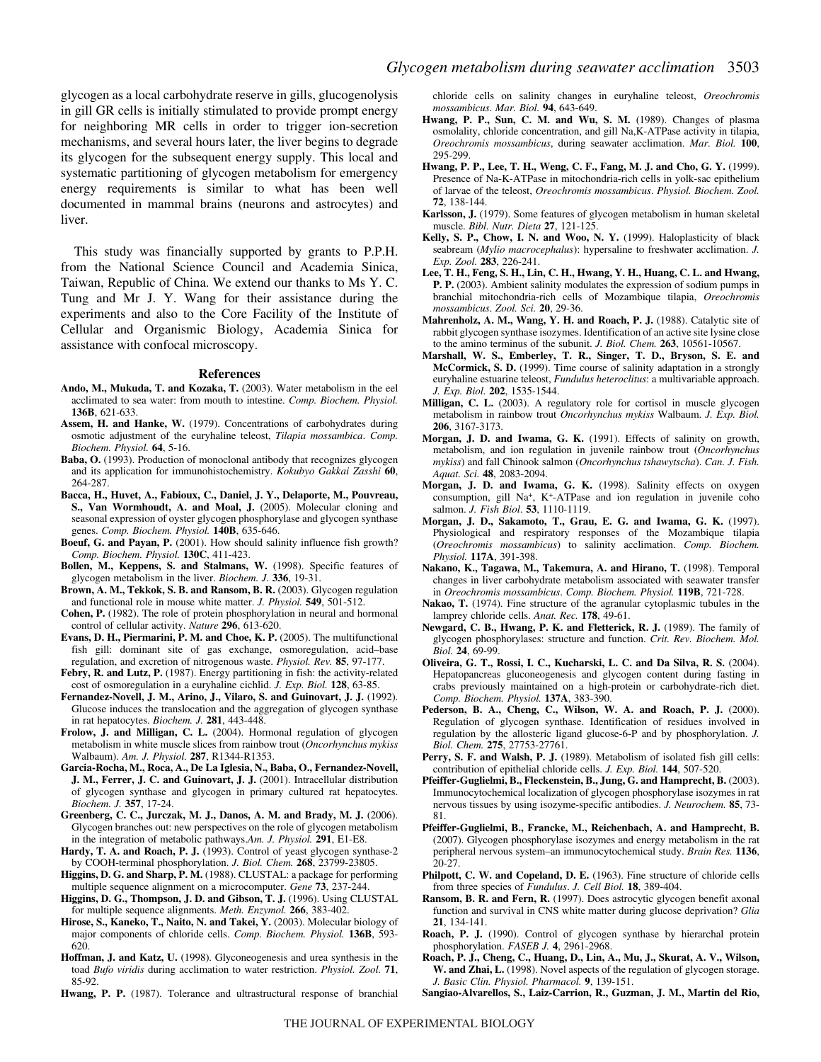glycogen as a local carbohydrate reserve in gills, glucogenolysis in gill GR cells is initially stimulated to provide prompt energy for neighboring MR cells in order to trigger ion-secretion mechanisms, and several hours later, the liver begins to degrade its glycogen for the subsequent energy supply. This local and systematic partitioning of glycogen metabolism for emergency energy requirements is similar to what has been well documented in mammal brains (neurons and astrocytes) and liver.

This study was financially supported by grants to P.P.H. from the National Science Council and Academia Sinica, Taiwan, Republic of China. We extend our thanks to Ms Y. C. Tung and Mr J. Y. Wang for their assistance during the experiments and also to the Core Facility of the Institute of Cellular and Organismic Biology, Academia Sinica for assistance with confocal microscopy.

## References

**Ando, M., Mukuda, T. and Kozaka, T.** (2003). Water metabolism in the eel acclimated to sea water: from mouth to intestine. *Comp. Biochem. Physiol.* **136B**, 621-633.

**Assem, H. and Hanke, W.** (1979). Concentrations of carbohydrates during osmotic adjustment of the euryhaline teleost, *Tilapia mossambica*. *Comp. Biochem. Physiol.* **64**, 5-16.

**Baba, O.** (1993). Production of monoclonal antibody that recognizes glycogen and its application for immunohistochemistry. *Kokubyo Gakkai Zasshi* **60**, 264-287.

**Bacca, H., Huvet, A., Fabioux, C., Daniel, J. Y., Delaporte, M., Pouvreau, S., Van Wormhoudt, A. and Moal, J.** (2005). Molecular cloning and seasonal expression of oyster glycogen phosphorylase and glycogen synthase genes. *Comp. Biochem. Physiol.* **140B**, 635-646.

**Boeuf, G. and Payan, P.** (2001). How should salinity influence fish growth? *Comp. Biochem. Physiol.* **130C**, 411-423.

**Bollen, M., Keppens, S. and Stalmans, W.** (1998). Specific features of glycogen metabolism in the liver. *Biochem. J.* **336**, 19-31.

**Brown, A. M., Tekkok, S. B. and Ransom, B. R.** (2003). Glycogen regulation and functional role in mouse white matter. *J. Physiol.* **549**, 501-512.

**Cohen, P.** (1982). The role of protein phosphorylation in neural and hormonal control of cellular activity. *Nature* **296**, 613-620.

**Evans, D. H., Piermarini, P. M. and Choe, K. P.** (2005). The multifunctional fish gill: dominant site of gas exchange, osmoregulation, acid–base regulation, and excretion of nitrogenous waste. *Physiol. Rev.* **85**, 97-177.

**Febry, R. and Lutz, P.** (1987). Energy partitioning in fish: the activity-related cost of osmoregulation in a euryhaline cichlid. *J. Exp. Biol.* **128**, 63-85.

**Fernandez-Novell, J. M., Arino, J., Vilaro, S. and Guinovart, J. J.** (1992). Glucose induces the translocation and the aggregation of glycogen synthase in rat hepatocytes. *Biochem. J.* **281**, 443-448.

**Frolow, J. and Milligan, C. L.** (2004). Hormonal regulation of glycogen metabolism in white muscle slices from rainbow trout (*Oncorhynchus mykiss* Walbaum). *Am. J. Physiol.* **287**, R1344-R1353.

**Garcia-Rocha, M., Roca, A., De La Iglesia, N., Baba, O., Fernandez-Novell, J. M., Ferrer, J. C. and Guinovart, J. J.** (2001). Intracellular distribution of glycogen synthase and glycogen in primary cultured rat hepatocytes. *Biochem. J.* **357**, 17-24.

**Greenberg, C. C., Jurczak, M. J., Danos, A. M. and Brady, M. J.** (2006). Glycogen branches out: new perspectives on the role of glycogen metabolism in the integration of metabolic pathways.*Am. J. Physiol.* **291**, E1-E8.

**Hardy, T. A. and Roach, P. J.** (1993). Control of yeast glycogen synthase-2 by COOH-terminal phosphorylation. *J. Biol. Chem.* **268**, 23799-23805.

**Higgins, D. G. and Sharp, P. M.** (1988). CLUSTAL: a package for performing multiple sequence alignment on a microcomputer. *Gene* **73**, 237-244.

**Higgins, D. G., Thompson, J. D. and Gibson, T. J.** (1996). Using CLUSTAL for multiple sequence alignments. *Meth. Enzymol.* **266**, 383-402.

**Hirose, S., Kaneko, T., Naito, N. and Takei, Y.** (2003). Molecular biology of major components of chloride cells. *Comp. Biochem. Physiol.* **136B**, 593-620.

**Hoffman, J. and Katz, U.** (1998). Glyconeogenesis and urea synthesis in the toad *Bufo viridis* during acclimation to water restriction. *Physiol. Zool.* **71**, 85-92.

**Hwang, P. P.** (1987). Tolerance and ultrastructural response of branchial chloride cells on salinity changes in euryhaline teleost, *Oreochromis mossambicus*. *Mar. Biol.* **94**, 643-649.

**Hwang, P. P., Sun, C. M. and Wu, S. M.** (1989). Changes of plasma osmolality, chloride concentration, and gill Na,K-ATPase activity in tilapia, *Oreochromis mossambicus*, during seawater acclimation. *Mar. Biol.* **100**, 295-299.

**Hwang, P. P., Lee, T. H., Weng, C. F., Fang, M. J. and Cho, G. Y.** (1999). Presence of Na-K-ATPase in mitochondria-rich cells in yolk-sac epithelium of larvae of the teleost, *Oreochromis mossambicus*. *Physiol. Biochem. Zool.* **72**, 138-144.

**Karlsson, J.** (1979). Some features of glycogen metabolism in human skeletal muscle. *Bibl. Nutr. Dieta* **27**, 121-125.

**Kelly, S. P., Chow, I. N. and Woo, N. Y.** (1999). Haloplasticity of black seabream (*Mylio macrocephalus*): hypersaline to freshwater acclimation. *J. Exp. Zool.* **283**, 226-241.

**Lee, T. H., Feng, S. H., Lin, C. H., Hwang, Y. H., Huang, C. L. and Hwang, P. P.** (2003). Ambient salinity modulates the expression of sodium pumps in branchial mitochondria-rich cells of Mozambique tilapia, *Oreochromis mossambicus*. *Zool. Sci.* **20**, 29-36.

**Mahrenholz, A. M., Wang, Y. H. and Roach, P. J.** (1988). Catalytic site of rabbit glycogen synthase isozymes. Identification of an active site lysine close to the amino terminus of the subunit. *J. Biol. Chem.* **263**, 10561-10567.

**Marshall, W. S., Emberley, T. R., Singer, T. D., Bryson, S. E. and McCormick, S. D.** (1999). Time course of salinity adaptation in a strongly euryhaline estuarine teleost, *Fundulus heteroclitus*: a multivariable approach. *J. Exp. Biol.* **202**, 1535-1544.

**Milligan, C. L.** (2003). A regulatory role for cortisol in muscle glycogen metabolism in rainbow trout *Oncorhynchus mykiss* Walbaum. *J. Exp. Biol.* **206**, 3167-3173.

**Morgan, J. D. and Iwama, G. K.** (1991). Effects of salinity on growth, metabolism, and ion regulation in juvenile rainbow trout (*Oncorhynchus mykiss*) and fall Chinook salmon (*Oncorhynchus tshawytscha*). *Can. J. Fish. Aquat. Sci.* **48**, 2083-2094.

**Morgan, J. D. and Iwama, G. K.** (1998). Salinity effects on oxygen consumption, gill $Na^+$, $K^+$-ATPase and ion regulation in juvenile coho salmon. *J. Fish Biol*. **53**, 1110-1119.

**Morgan, J. D., Sakamoto, T., Grau, E. G. and Iwama, G. K.** (1997). Physiological and respiratory responses of the Mozambique tilapia (*Oreochromis mossambicus*) to salinity acclimation. *Comp. Biochem. Physiol.* **117A**, 391-398.

**Nakano, K., Tagawa, M., Takemura, A. and Hirano, T.** (1998). Temporal changes in liver carbohydrate metabolism associated with seawater transfer in *Oreochromis mossambicus*. *Comp. Biochem. Physiol.* **119B**, 721-728.

**Nakao, T.** (1974). Fine structure of the agranular cytoplasmic tubules in the lamprey chloride cells. *Anat. Rec.* **178**, 49-61.

**Newgard, C. B., Hwang, P. K. and Fletterick, R. J.** (1989). The family of glycogen phosphorylases: structure and function. *Crit. Rev. Biochem. Mol. Biol.* **24**, 69-99.

**Oliveira, G. T., Rossi, I. C., Kucharski, L. C. and Da Silva, R. S.** (2004). Hepatopancreas gluconeogenesis and glycogen content during fasting in crabs previously maintained on a high-protein or carbohydrate-rich diet. *Comp. Biochem. Physiol.* **137A**, 383-390.

**Pederson, B. A., Cheng, C., Wilson, W. A. and Roach, P. J.** (2000). Regulation of glycogen synthase. Identification of residues involved in regulation by the allosteric ligand glucose-6-P and by phosphorylation. *J. Biol. Chem.* **275**, 27753-27761.

**Perry, S. F. and Walsh, P. J.** (1989). Metabolism of isolated fish gill cells: contribution of epithelial chloride cells. *J. Exp. Biol.* **144**, 507-520.

**Pfeiffer-Guglielmi, B., Fleckenstein, B., Jung, G. and Hamprecht, B.** (2003). Immunocytochemical localization of glycogen phosphorylase isozymes in rat nervous tissues by using isozyme-specific antibodies. *J. Neurochem.* **85**, 73-81.

**Pfeiffer-Guglielmi, B., Francke, M., Reichenbach, A. and Hamprecht, B.** (2007). Glycogen phosphorylase isozymes and energy metabolism in the rat peripheral nervous system–an immunocytochemical study. *Brain Res.* **1136**, 20-27.

**Philpott, C. W. and Copeland, D. E.** (1963). Fine structure of chloride cells from three species of *Fundulus*. *J. Cell Biol.* **18**, 389-404.

**Ransom, B. R. and Fern, R.** (1997). Does astrocytic glycogen benefit axonal function and survival in CNS white matter during glucose deprivation? *Glia* **21**, 134-141.

**Roach, P. J.** (1990). Control of glycogen synthase by hierarchal protein phosphorylation. *FASEB J.* **4**, 2961-2968.

**Roach, P. J., Cheng, C., Huang, D., Lin, A., Mu, J., Skurat, A. V., Wilson, W. and Zhai, L.** (1998). Novel aspects of the regulation of glycogen storage. *J. Basic Clin. Physiol. Pharmacol.* **9**, 139-151.

**Sangiao-Alvarellos, S., Laiz-Carrion, R., Guzman, J. M., Martin del Rio,**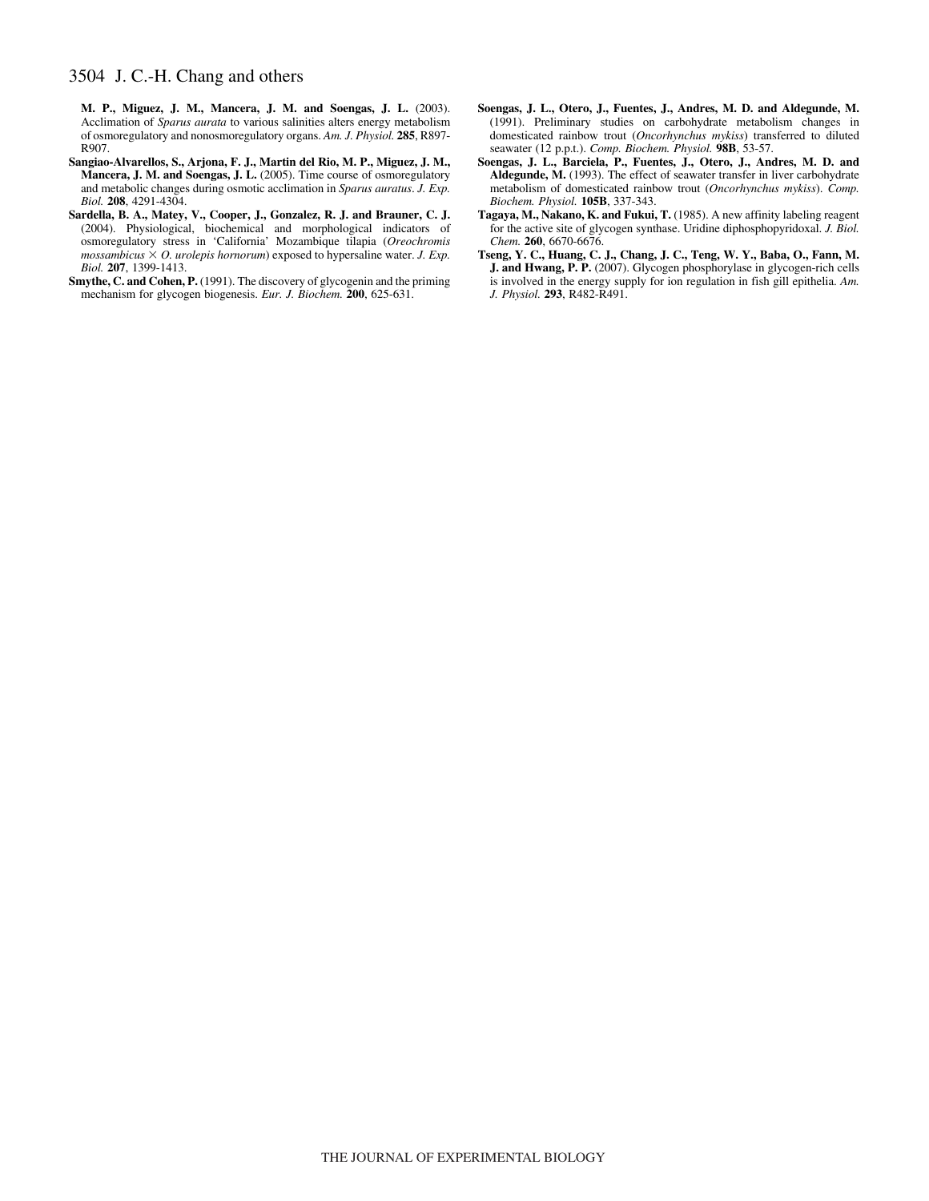**M. P., Miguez, J. M., Mancera, J. M. and Soengas, J. L.** (2003). Acclimation of *Sparus aurata* to various salinities alters energy metabolism of osmoregulatory and nonosmoregulatory organs. *Am. J. Physiol.* **285**, R897-R907.

**Sangiao-Alvarellos, S., Arjona, F. J., Martin del Rio, M. P., Miguez, J. M., Mancera, J. M. and Soengas, J. L.** (2005). Time course of osmoregulatory and metabolic changes during osmotic acclimation in *Sparus auratus*. *J. Exp. Biol.* **208**, 4291-4304.

**Sardella, B. A., Matey, V., Cooper, J., Gonzalez, R. J. and Brauner, C. J.** (2004). Physiological, biochemical and morphological indicators of osmoregulatory stress in 'California' Mozambique tilapia (*Oreochromis mossambicus* × *O. urolepis hornorum*) exposed to hypersaline water. *J. Exp. Biol.* **207**, 1399-1413.

**Smythe, C. and Cohen, P.** (1991). The discovery of glycogenin and the priming mechanism for glycogen biogenesis. *Eur. J. Biochem.* **200**, 625-631.

**Soengas, J. L., Otero, J., Fuentes, J., Andres, M. D. and Aldegunde, M.** (1991). Preliminary studies on carbohydrate metabolism changes in domesticated rainbow trout (*Oncorhynchus mykiss*) transferred to diluted seawater (12 p.p.t.). *Comp. Biochem. Physiol.* **98B**, 53-57.

**Soengas, J. L., Barciela, P., Fuentes, J., Otero, J., Andres, M. D. and Aldegunde, M.** (1993). The effect of seawater transfer in liver carbohydrate metabolism of domesticated rainbow trout (*Oncorhynchus mykiss*). *Comp. Biochem. Physiol.* **105B**, 337-343.

**Tagaya, M., Nakano, K. and Fukui, T.** (1985). A new affinity labeling reagent for the active site of glycogen synthase. Uridine diphosphopyridoxal. *J. Biol. Chem.* **260**, 6670-6676.

**Tseng, Y. C., Huang, C. J., Chang, J. C., Teng, W. Y., Baba, O., Fann, M. J. and Hwang, P. P.** (2007). Glycogen phosphorylase in glycogen-rich cells is involved in the energy supply for ion regulation in fish gill epithelia. *Am. J. Physiol.* **293**, R482-R491.